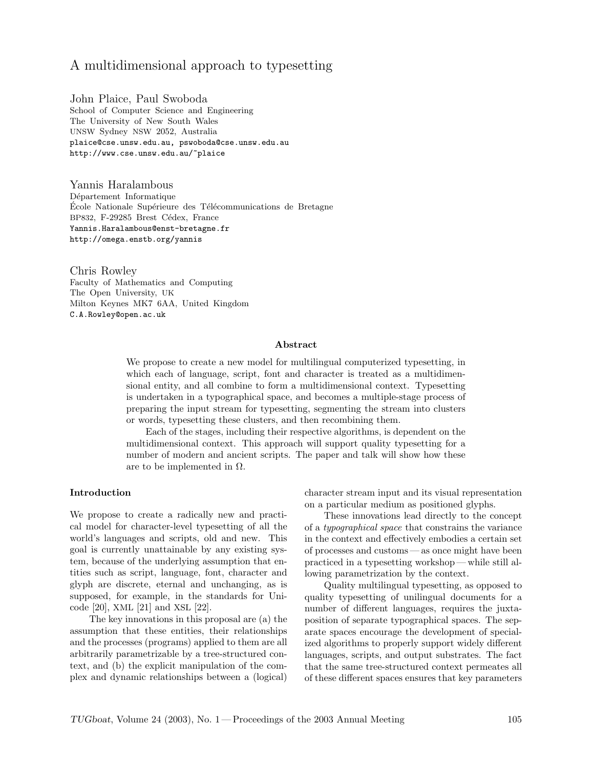# A multidimensional approach to typesetting

John Plaice, Paul Swoboda
School of Computer Science and Engineering
The University of New South Wales
UNSW Sydney NSW 2052, Australia
plaice@cse.unsw.edu.au, pswoboda@cse.unsw.edu.au
http://www.cse.unsw.edu.au/~plaice

Yannis Haralambous
Département Informatique
École Nationale Supérieure des Télécommunications de Bretagne
BP832, F-29285 Brest Cédex, France
Yannis.Haralambous@enst-bretagne.fr
http://omega.enstb.org/yannis

Chris Rowley
Faculty of Mathematics and Computing
The Open University, UK
Milton Keynes MK7 6AA, United Kingdom
C.A.Rowley@open.ac.uk

**Abstract**

We propose to create a new model for multilingual computerized typesetting, in which each of language, script, font and character is treated as a multidimensional entity, and all combine to form a multidimensional context. Typesetting is undertaken in a typographical space, and becomes a multiple-stage process of preparing the input stream for typesetting, segmenting the stream into clusters or words, typesetting these clusters, and then recombining them.

Each of the stages, including their respective algorithms, is dependent on the multidimensional context. This approach will support quality typesetting for a number of modern and ancient scripts. The paper and talk will show how these are to be implemented in $\Omega$.

## Introduction

We propose to create a radically new and practical model for character-level typesetting of all the world's languages and scripts, old and new. This goal is currently unattainable by any existing system, because of the underlying assumption that entities such as script, language, font, character and glyph are discrete, eternal and unchanging, as is supposed, for example, in the standards for Unicode [20], XML [21] and XSL [22].

The key innovations in this proposal are (a) the assumption that these entities, their relationships and the processes (programs) applied to them are all arbitrarily parametrizable by a tree-structured context, and (b) the explicit manipulation of the complex and dynamic relationships between a (logical) character stream input and its visual representation on a particular medium as positioned glyphs.

These innovations lead directly to the concept of a *typographical space* that constrains the variance in the context and effectively embodies a certain set of processes and customs — as once might have been practiced in a typesetting workshop — while still allowing parametrization by the context.

Quality multilingual typesetting, as opposed to quality typesetting of unilingual documents for a number of different languages, requires the juxtaposition of separate typographical spaces. The separate spaces encourage the development of specialized algorithms to properly support widely different languages, scripts, and output substrates. The fact that the same tree-structured context permeates all of these different spaces ensures that key parameters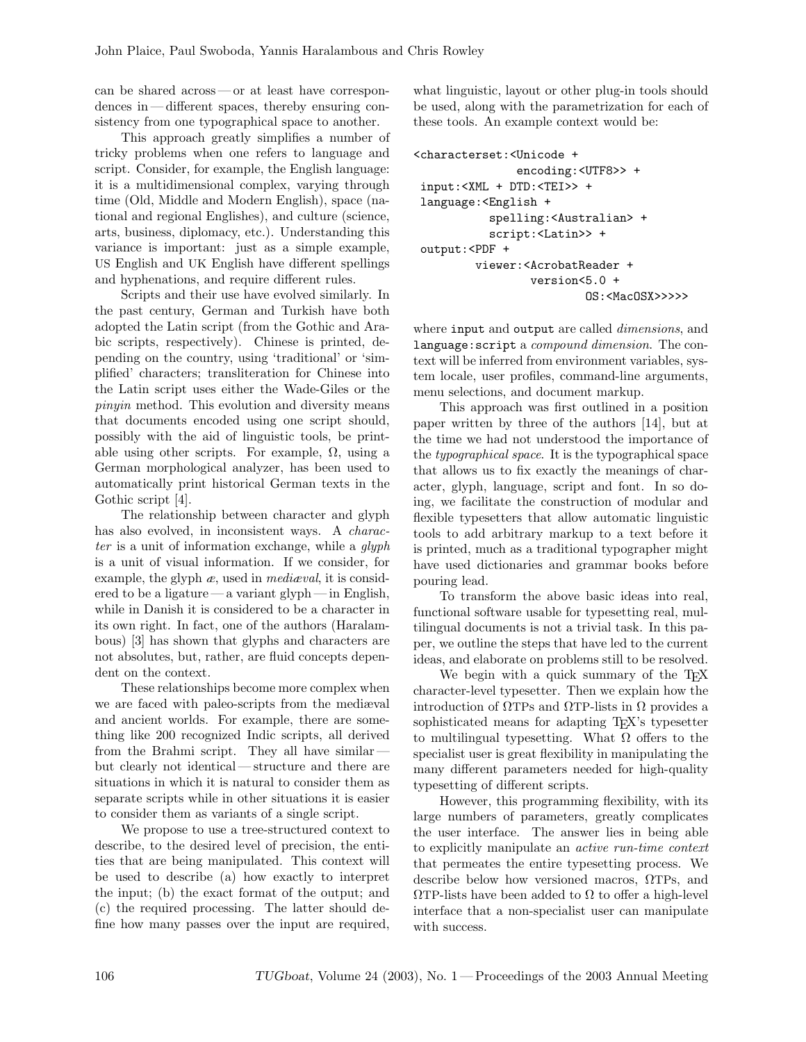can be shared across — or at least have correspondences in — different spaces, thereby ensuring consistency from one typographical space to another.

This approach greatly simplifies a number of tricky problems when one refers to language and script. Consider, for example, the English language: it is a multidimensional complex, varying through time (Old, Middle and Modern English), space (national and regional Englishes), and culture (science, arts, business, diplomacy, etc.). Understanding this variance is important: just as a simple example, US English and UK English have different spellings and hyphenations, and require different rules.

Scripts and their use have evolved similarly. In the past century, German and Turkish have both adopted the Latin script (from the Gothic and Arabic scripts, respectively). Chinese is printed, depending on the country, using 'traditional' or 'simplified' characters; transliteration for Chinese into the Latin script uses either the Wade-Giles or the *pinyin* method. This evolution and diversity means that documents encoded using one script should, possibly with the aid of linguistic tools, be printable using other scripts. For example, Ω, using a German morphological analyzer, has been used to automatically print historical German texts in the Gothic script [4].

The relationship between character and glyph has also evolved, in inconsistent ways. A *character* is a unit of information exchange, while a *glyph* is a unit of visual information. If we consider, for example, the glyph *æ*, used in *mediæval*, it is considered to be a ligature — a variant glyph — in English, while in Danish it is considered to be a character in its own right. In fact, one of the authors (Haralambous) [3] has shown that glyphs and characters are not absolutes, but, rather, are fluid concepts dependent on the context.

These relationships become more complex when we are faced with paleo-scripts from the mediæval and ancient worlds. For example, there are something like 200 recognized Indic scripts, all derived from the Brahmi script. They all have similar — but clearly not identical — structure and there are situations in which it is natural to consider them as separate scripts while in other situations it is easier to consider them as variants of a single script.

We propose to use a tree-structured context to describe, to the desired level of precision, the entities that are being manipulated. This context will be used to describe (a) how exactly to interpret the input; (b) the exact format of the output; and (c) the required processing. The latter should define how many passes over the input are required, what linguistic, layout or other plug-in tools should be used, along with the parametrization for each of these tools. An example context would be:

```
<characterset:<Unicode +
               encoding:<UTF8>> +
 input:<XML + DTD:<TEI>> +
 language:<English +
           spelling:<Australian> +
           script:<Latin>> +
 output:<PDF +
         viewer:<AcrobatReader +
                 version<5.0 +
                        OS:<MacOSX>>>>>
```

where `input` and `output` are called *dimensions*, and `language:script` a *compound dimension*. The context will be inferred from environment variables, system locale, user profiles, command-line arguments, menu selections, and document markup.

This approach was first outlined in a position paper written by three of the authors [14], but at the time we had not understood the importance of the *typographical space*. It is the typographical space that allows us to fix exactly the meanings of character, glyph, language, script and font. In so doing, we facilitate the construction of modular and flexible typesetters that allow automatic linguistic tools to add arbitrary markup to a text before it is printed, much as a traditional typographer might have used dictionaries and grammar books before pouring lead.

To transform the above basic ideas into real, functional software usable for typesetting real, multilingual documents is not a trivial task. In this paper, we outline the steps that have led to the current ideas, and elaborate on problems still to be resolved.

We begin with a quick summary of the TeX character-level typesetter. Then we explain how the introduction of ΩTPs and ΩTP-lists in Ω provides a sophisticated means for adapting TeX's typesetter to multilingual typesetting. What Ω offers to the specialist user is great flexibility in manipulating the many different parameters needed for high-quality typesetting of different scripts.

However, this programming flexibility, with its large numbers of parameters, greatly complicates the user interface. The answer lies in being able to explicitly manipulate an *active run-time context* that permeates the entire typesetting process. We describe below how versioned macros, ΩTPs, and ΩTP-lists have been added to Ω to offer a high-level interface that a non-specialist user can manipulate with success.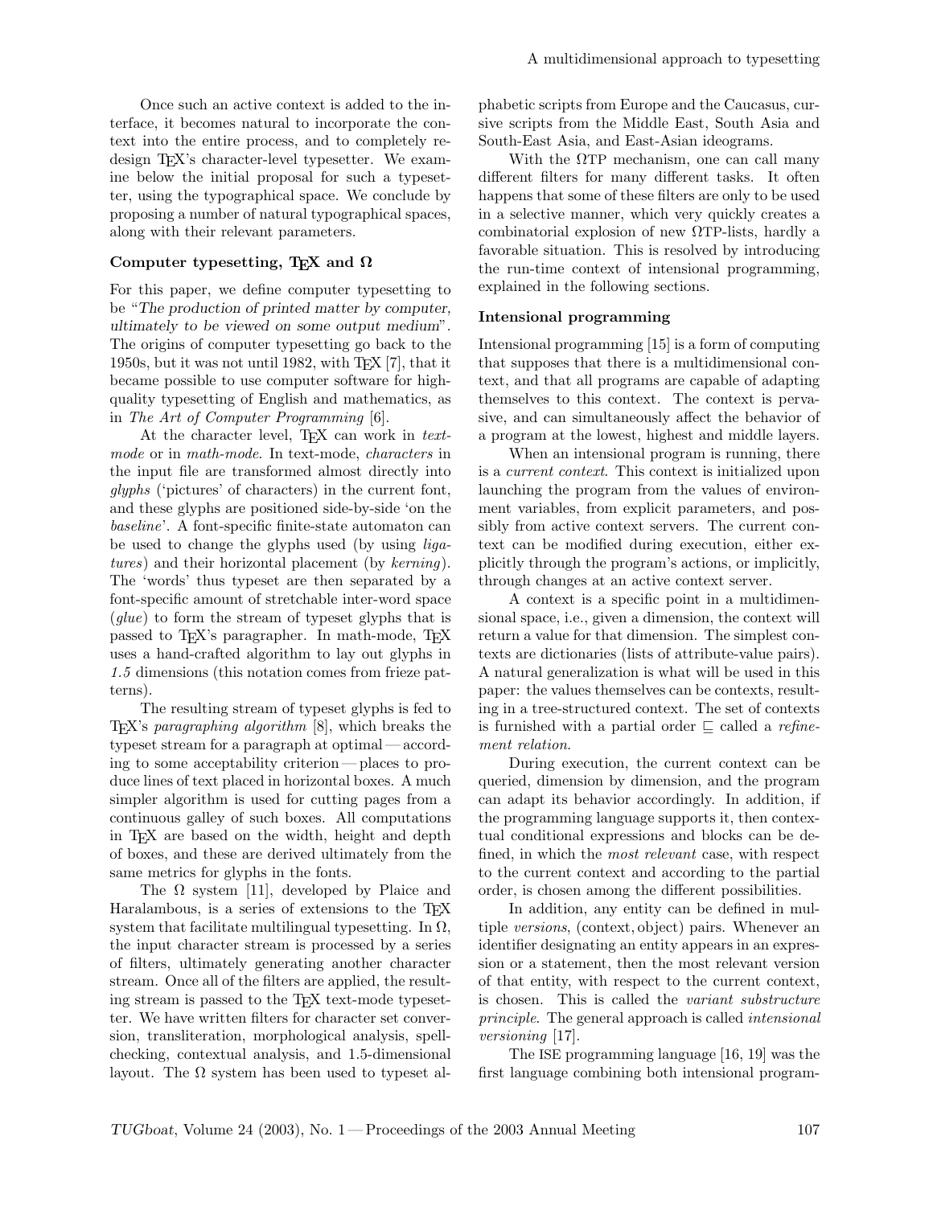Once such an active context is added to the interface, it becomes natural to incorporate the context into the entire process, and to completely redesign TEX's character-level typesetter. We examine below the initial proposal for such a typesetter, using the typographical space. We conclude by proposing a number of natural typographical spaces, along with their relevant parameters.

### Computer typesetting, TEX and Ω

For this paper, we define computer typesetting to be "*The production of printed matter by computer, ultimately to be viewed on some output medium*". The origins of computer typesetting go back to the 1950s, but it was not until 1982, with TEX [7], that it became possible to use computer software for high-quality typesetting of English and mathematics, as in *The Art of Computer Programming* [6].

At the character level, TEX can work in *text-mode* or in *math-mode*. In text-mode, *characters* in the input file are transformed almost directly into *glyphs* ('pictures' of characters) in the current font, and these glyphs are positioned side-by-side 'on the *baseline*'. A font-specific finite-state automaton can be used to change the glyphs used (by using *ligatures*) and their horizontal placement (by *kerning*). The 'words' thus typeset are then separated by a font-specific amount of stretchable inter-word space (*glue*) to form the stream of typeset glyphs that is passed to TEX's paragrapher. In math-mode, TEX uses a hand-crafted algorithm to lay out glyphs in *1.5* dimensions (this notation comes from frieze patterns).

The resulting stream of typeset glyphs is fed to TEX's *paragraphing algorithm* [8], which breaks the typeset stream for a paragraph at optimal — according to some acceptability criterion — places to produce lines of text placed in horizontal boxes. A much simpler algorithm is used for cutting pages from a continuous galley of such boxes. All computations in TEX are based on the width, height and depth of boxes, and these are derived ultimately from the same metrics for glyphs in the fonts.

The Ω system [11], developed by Plaice and Haralambous, is a series of extensions to the TEX system that facilitate multilingual typesetting. In Ω, the input character stream is processed by a series of filters, ultimately generating another character stream. Once all of the filters are applied, the resulting stream is passed to the TEX text-mode typesetter. We have written filters for character set conversion, transliteration, morphological analysis, spell-checking, contextual analysis, and 1.5-dimensional layout. The Ω system has been used to typeset alphabetic scripts from Europe and the Caucasus, cursive scripts from the Middle East, South Asia and South-East Asia, and East-Asian ideograms.

With the ΩTP mechanism, one can call many different filters for many different tasks. It often happens that some of these filters are only to be used in a selective manner, which very quickly creates a combinatorial explosion of new ΩTP-lists, hardly a favorable situation. This is resolved by introducing the run-time context of intensional programming, explained in the following sections.

### Intensional programming

Intensional programming [15] is a form of computing that supposes that there is a multidimensional context, and that all programs are capable of adapting themselves to this context. The context is pervasive, and can simultaneously affect the behavior of a program at the lowest, highest and middle layers.

When an intensional program is running, there is a *current context*. This context is initialized upon launching the program from the values of environment variables, from explicit parameters, and possibly from active context servers. The current context can be modified during execution, either explicitly through the program's actions, or implicitly, through changes at an active context server.

A context is a specific point in a multidimensional space, i.e., given a dimension, the context will return a value for that dimension. The simplest contexts are dictionaries (lists of attribute-value pairs). A natural generalization is what will be used in this paper: the values themselves can be contexts, resulting in a tree-structured context. The set of contexts is furnished with a partial order $\sqsubseteq$ called a *refinement relation*.

During execution, the current context can be queried, dimension by dimension, and the program can adapt its behavior accordingly. In addition, if the programming language supports it, then contextual conditional expressions and blocks can be defined, in which the *most relevant* case, with respect to the current context and according to the partial order, is chosen among the different possibilities.

In addition, any entity can be defined in multiple *versions*, (context, object) pairs. Whenever an identifier designating an entity appears in an expression or a statement, then the most relevant version of that entity, with respect to the current context, is chosen. This is called the *variant substructure principle*. The general approach is called *intensional versioning* [17].

The ISE programming language [16, 19] was the first language combining both intensional program-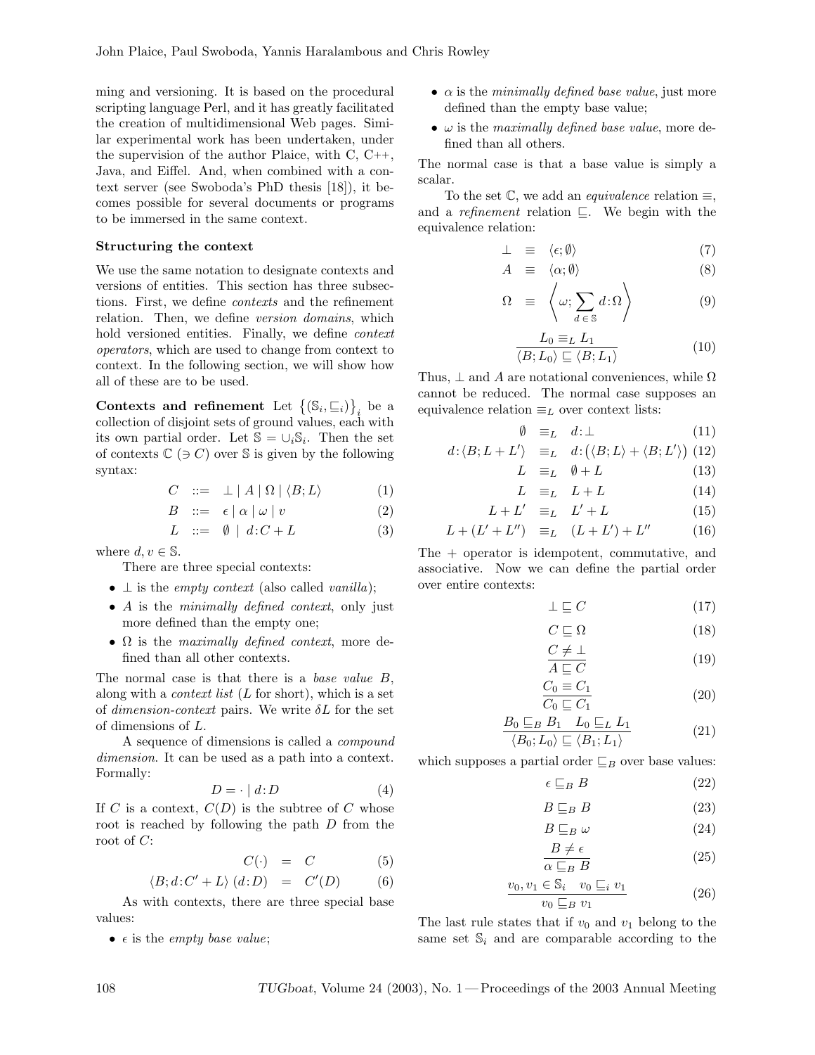ming and versioning. It is based on the procedural scripting language Perl, and it has greatly facilitated the creation of multidimensional Web pages. Similar experimental work has been undertaken, under the supervision of the author Plaice, with C, C++, Java, and Eiffel. And, when combined with a context server (see Swoboda's PhD thesis [18]), it becomes possible for several documents or programs to be immersed in the same context.

### Structuring the context

We use the same notation to designate contexts and versions of entities. This section has three subsections. First, we define *contexts* and the refinement relation. Then, we define *version domains*, which hold versioned entities. Finally, we define *context operators*, which are used to change from context to context. In the following section, we will show how all of these are to be used.

**Contexts and refinement** Let $\{(\mathbb{S}_i, \sqsubseteq_i)\}_i$ be a collection of disjoint sets of ground values, each with its own partial order. Let $\mathbb{S} = \cup_i \mathbb{S}_i$. Then the set of contexts $\mathbb{C}$ ($\ni C$) over $\mathbb{S}$ is given by the following syntax:

$$C \ ::= \ \bot \mid A \mid \Omega \mid \langle B; L \rangle \tag{1}$$

$$B \ ::= \ \epsilon \mid \alpha \mid \omega \mid v \tag{2}$$

$$L \ ::= \ \emptyset \mid d\!:\!C + L \tag{3}$$

where $d, v \in \mathbb{S}$.

There are three special contexts:

- $\bot$ is the *empty context* (also called *vanilla*);
- $A$ is the *minimally defined context*, only just more defined than the empty one;
- $\Omega$ is the *maximally defined context*, more defined than all other contexts.

The normal case is that there is a *base value* $B$, along with a *context list* ($L$ for short), which is a set of *dimension-context* pairs. We write $\delta L$ for the set of dimensions of $L$.

A sequence of dimensions is called a *compound dimension*. It can be used as a path into a context. Formally:

$$D = \cdot \mid d\!:\!D \tag{4}$$

If $C$ is a context, $C(D)$ is the subtree of $C$ whose root is reached by following the path $D$ from the root of $C$:

$$C(\cdot) \ = \ C \tag{5}$$

$$\langle B; d\!:\!C' + L \rangle \, (d\!:\!D) \ = \ C'(D) \tag{6}$$

As with contexts, there are three special base values:

- $\epsilon$ is the *empty base value*;
- $\alpha$ is the *minimally defined base value*, just more defined than the empty base value;
- $\omega$ is the *maximally defined base value*, more defined than all others.

The normal case is that a base value is simply a scalar.

To the set $\mathbb{C}$, we add an *equivalence* relation $\equiv$, and a *refinement* relation $\sqsubseteq$. We begin with the equivalence relation:

$$\bot \ \equiv \ \langle \epsilon; \emptyset \rangle \tag{7}$$

$$A \ \equiv \ \langle \alpha; \emptyset \rangle \tag{8}$$

$$\Omega \ \equiv \ \left\langle \omega; \sum_{d \,\in\, \mathbb{S}} d\!:\!\Omega \right\rangle \tag{9}$$

$$\frac{L_0 \equiv_L L_1}{\langle B; L_0 \rangle \sqsubseteq \langle B; L_1 \rangle} \tag{10}$$

Thus, $\bot$ and $A$ are notational conveniences, while $\Omega$ cannot be reduced. The normal case supposes an equivalence relation $\equiv_L$ over context lists:

$$\emptyset \ \equiv_L \ d\!:\!\bot \tag{11}$$

$$d\!:\!\langle B; L + L' \rangle \ \equiv_L \ d\!:\!\big(\langle B; L \rangle + \langle B; L' \rangle\big) \tag{12}$$

$$L \ \equiv_L \ \emptyset + L \tag{13}$$

$$L \ \equiv_L \ L + L \tag{14}$$

$$L + L' \ \equiv_L \ L' + L \tag{15}$$

$$L + (L' + L'') \ \equiv_L \ (L + L') + L'' \tag{16}$$

The $+$ operator is idempotent, commutative, and associative. Now we can define the partial order over entire contexts:

$$\bot \sqsubseteq C \tag{17}$$

$$C \sqsubseteq \Omega \tag{18}$$

$$\frac{C \neq \bot}{A \sqsubseteq C} \tag{19}$$

$$\frac{C_0 \equiv C_1}{C_0 \sqsubseteq C_1} \tag{20}$$

$$\frac{B_0 \sqsubseteq_B B_1 \quad L_0 \sqsubseteq_L L_1}{\langle B_0; L_0 \rangle \sqsubseteq \langle B_1; L_1 \rangle} \tag{21}$$

which supposes a partial order $\sqsubseteq_B$ over base values:

$$\epsilon \sqsubseteq_B B \tag{22}$$

$$B \sqsubseteq_B B \tag{23}$$

$$B \sqsubseteq_B \omega \tag{24}$$

$$\frac{B \neq \epsilon}{\alpha \sqsubseteq_B B} \tag{25}$$

$$\frac{v_0, v_1 \in \mathbb{S}_i \quad v_0 \sqsubseteq_i v_1}{v_0 \sqsubseteq_B v_1} \tag{26}$$

The last rule states that if $v_0$ and $v_1$ belong to the same set $\mathbb{S}_i$ and are comparable according to the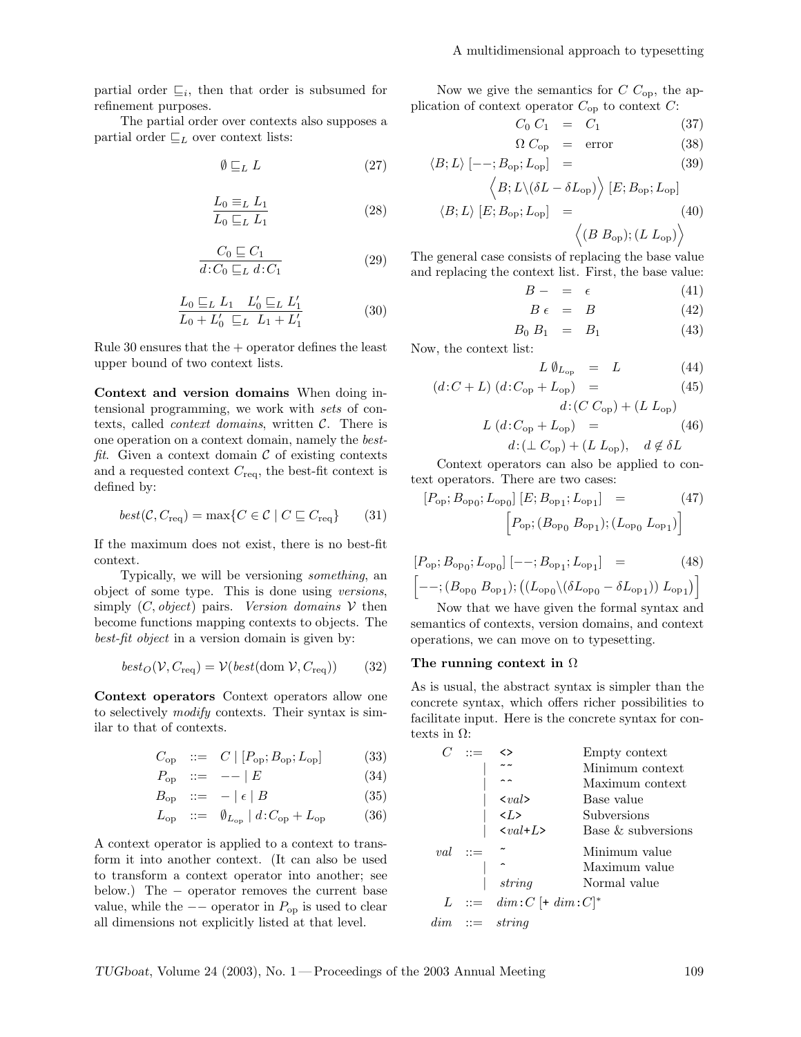partial order $\sqsubseteq_i$, then that order is subsumed for refinement purposes.

The partial order over contexts also supposes a partial order $\sqsubseteq_L$ over context lists:

$$\emptyset \sqsubseteq_L L \tag{27}$$

$$\frac{L_0 \equiv_L L_1}{L_0 \sqsubseteq_L L_1} \tag{28}$$

$$\frac{C_0 \sqsubseteq C_1}{d{:}C_0 \sqsubseteq_L d{:}C_1} \tag{29}$$

$$\frac{L_0 \sqsubseteq_L L_1 \quad L_0' \sqsubseteq_L L_1'}{L_0 + L_0' \sqsubseteq_L L_1 + L_1'} \tag{30}$$

Rule 30 ensures that the + operator defines the least upper bound of two context lists.

**Context and version domains** When doing intensional programming, we work with *sets* of contexts, called *context domains*, written $\mathcal{C}$. There is one operation on a context domain, namely the *best-fit*. Given a context domain $\mathcal{C}$ of existing contexts and a requested context $C_{\mathrm{req}}$, the best-fit context is defined by:

$$best(\mathcal{C}, C_{\mathrm{req}}) = \max\{C \in \mathcal{C} \mid C \sqsubseteq C_{\mathrm{req}}\} \tag{31}$$

If the maximum does not exist, there is no best-fit context.

Typically, we will be versioning *something*, an object of some type. This is done using *versions*, simply $(C, object)$ pairs. *Version domains* $\mathcal{V}$ then become functions mapping contexts to objects. The *best-fit object* in a version domain is given by:

$$best_O(\mathcal{V}, C_{\mathrm{req}}) = \mathcal{V}(best(\mathrm{dom}\, \mathcal{V}, C_{\mathrm{req}})) \tag{32}$$

**Context operators** Context operators allow one to selectively *modify* contexts. Their syntax is similar to that of contexts.

$$C_{\mathrm{op}} \;::=\; C \mid [P_{\mathrm{op}}; B_{\mathrm{op}}; L_{\mathrm{op}}] \tag{33}$$
$$P_{\mathrm{op}} \;::=\; -- \mid E \tag{34}$$
$$B_{\mathrm{op}} \;::=\; - \mid \epsilon \mid B \tag{35}$$
$$L_{\mathrm{op}} \;::=\; \emptyset_{L_{\mathrm{op}}} \mid d{:}C_{\mathrm{op}} + L_{\mathrm{op}} \tag{36}$$

A context operator is applied to a context to transform it into another context. (It can also be used to transform a context operator into another; see below.) The $-$ operator removes the current base value, while the $--$ operator in $P_{\mathrm{op}}$ is used to clear all dimensions not explicitly listed at that level.

Now we give the semantics for $C\; C_{\mathrm{op}}$, the application of context operator $C_{\mathrm{op}}$ to context $C$:

$$C_0\; C_1 \;=\; C_1 \tag{37}$$
$$\Omega\; C_{\mathrm{op}} \;=\; \text{error} \tag{38}$$
$$\langle B; L\rangle\; [--; B_{\mathrm{op}}; L_{\mathrm{op}}] \;=\; \Big\langle B; L \backslash (\delta L - \delta L_{\mathrm{op}})\Big\rangle\; [E; B_{\mathrm{op}}; L_{\mathrm{op}}] \tag{39}$$
$$\langle B; L\rangle\; [E; B_{\mathrm{op}}; L_{\mathrm{op}}] \;=\; \Big\langle (B\; B_{\mathrm{op}}); (L\; L_{\mathrm{op}})\Big\rangle \tag{40}$$

The general case consists of replacing the base value and replacing the context list. First, the base value:

$$B\; - \;=\; \epsilon \tag{41}$$
$$B\; \epsilon \;=\; B \tag{42}$$
$$B_0\; B_1 \;=\; B_1 \tag{43}$$

Now, the context list:

$$L\; \emptyset_{L_{\mathrm{op}}} \;=\; L \tag{44}$$
$$(d{:}C + L)\; (d{:}C_{\mathrm{op}} + L_{\mathrm{op}}) \;=\; d{:}(C\; C_{\mathrm{op}}) + (L\; L_{\mathrm{op}}) \tag{45}$$
$$L\; (d{:}C_{\mathrm{op}} + L_{\mathrm{op}}) \;=\; d{:}(\bot\; C_{\mathrm{op}}) + (L\; L_{\mathrm{op}}), \quad d \notin \delta L \tag{46}$$

Context operators can also be applied to context operators. There are two cases:

$$[P_{\mathrm{op}}; B_{\mathrm{op}_0}; L_{\mathrm{op}_0}]\; [E; B_{\mathrm{op}_1}; L_{\mathrm{op}_1}] \;=\; \Big[P_{\mathrm{op}}; (B_{\mathrm{op}_0}\; B_{\mathrm{op}_1}); (L_{\mathrm{op}_0}\; L_{\mathrm{op}_1})\Big] \tag{47}$$

$$[P_{\mathrm{op}}; B_{\mathrm{op}_0}; L_{\mathrm{op}_0}]\; [--; B_{\mathrm{op}_1}; L_{\mathrm{op}_1}] \;=\; \Big[--; (B_{\mathrm{op}_0}\; B_{\mathrm{op}_1}); \big((L_{\mathrm{op}_0} \backslash (\delta L_{\mathrm{op}_0} - \delta L_{\mathrm{op}_1}))\; L_{\mathrm{op}_1}\big)\Big] \tag{48}$$

Now that we have given the formal syntax and semantics of contexts, version domains, and context operations, we can move on to typesetting.

### The running context in Ω

As is usual, the abstract syntax is simpler than the concrete syntax, which offers richer possibilities to facilitate input. Here is the concrete syntax for contexts in Ω:

| | | | |
|---|---|---|---|
| $C$ | ::= | `<>` | Empty context |
| | \| | `~~` | Minimum context |
| | \| | `^^` | Maximum context |
| | \| | `<`*val*`>` | Base value |
| | \| | `<`*L*`>` | Subversions |
| | \| | `<`*val*`+`*L*`>` | Base & subversions |
| *val* | ::= | `~` | Minimum value |
| | \| | `^` | Maximum value |
| | \| | *string* | Normal value |
| $L$ | ::= | *dim*`:`*C* [`+` *dim*`:`*C*]* | |
| *dim* | ::= | *string* | |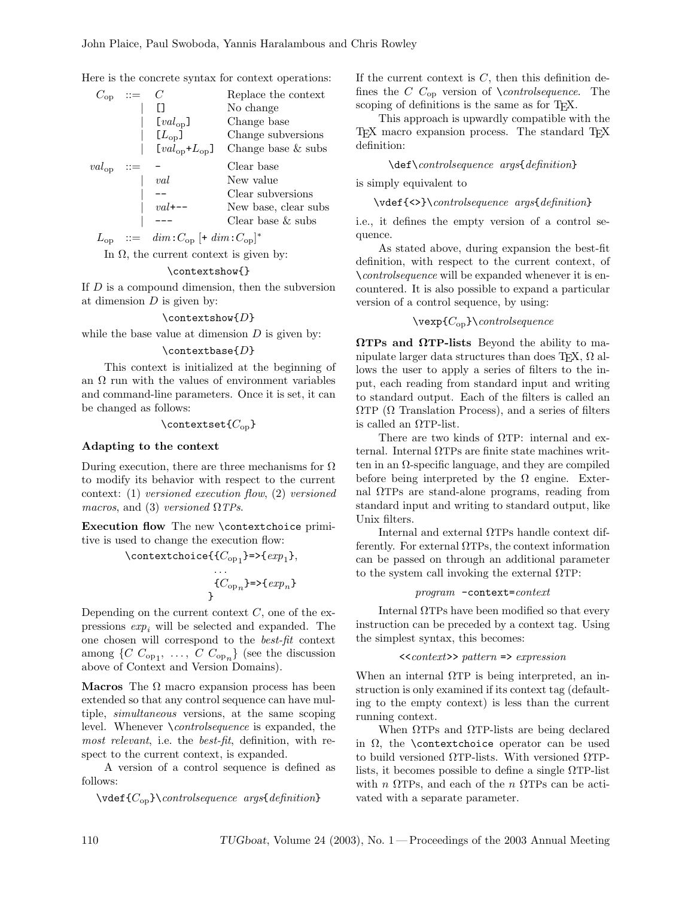Here is the concrete syntax for context operations:

$$
\begin{array}{llll}
C_{\mathrm{op}} & ::= & C & \text{Replace the context} \\
 & | & \texttt{[]} & \text{No change} \\
 & | & \texttt{[}val_{\mathrm{op}}\texttt{]} & \text{Change base} \\
 & | & \texttt{[}L_{\mathrm{op}}\texttt{]} & \text{Change subversions} \\
 & | & \texttt{[}val_{\mathrm{op}}\texttt{+}L_{\mathrm{op}}\texttt{]} & \text{Change base \& subs} \\
val_{\mathrm{op}} & ::= & \texttt{-} & \text{Clear base} \\
 & | & val & \text{New value} \\
 & | & \texttt{--} & \text{Clear subversions} \\
 & | & val\texttt{+--} & \text{New base, clear subs} \\
 & | & \texttt{---} & \text{Clear base \& subs} \\
L_{\mathrm{op}} & ::= & dim\texttt{:}C_{\mathrm{op}}\ [\texttt{+}\ dim\texttt{:}C_{\mathrm{op}}]^{*} &
\end{array}
$$

In Ω, the current context is given by:

```
\contextshow{}
```

If $D$ is a compound dimension, then the subversion at dimension $D$ is given by:

```
\contextshow{D}
```

while the base value at dimension $D$ is given by:

```
\contextbase{D}
```

This context is initialized at the beginning of an Ω run with the values of environment variables and command-line parameters. Once it is set, it can be changed as follows:

```
\contextset{C_op}
```

### Adapting to the context

During execution, there are three mechanisms for Ω to modify its behavior with respect to the current context: (1) *versioned execution flow*, (2) *versioned macros*, and (3) *versioned ΩTPs*.

**Execution flow** The new `\contextchoice` primitive is used to change the execution flow:

```
\contextchoice{{C_op1}=>{exp_1},
               ...
               {C_opn}=>{exp_n}
              }
```

Depending on the current context $C$, one of the expressions $exp_i$ will be selected and expanded. The one chosen will correspond to the *best-fit* context among $\{C\ C_{\mathrm{op}_1},\ \ldots,\ C\ C_{\mathrm{op}_n}\}$ (see the discussion above of Context and Version Domains).

**Macros** The Ω macro expansion process has been extended so that any control sequence can have multiple, *simultaneous* versions, at the same scoping level. Whenever \\*controlsequence* is expanded, the *most relevant*, i.e. the *best-fit*, definition, with respect to the current context, is expanded.

A version of a control sequence is defined as follows:

```
\vdef{C_op}\controlsequence args{definition}
```

If the current context is $C$, then this definition defines the $C\ C_{\mathrm{op}}$ version of \\*controlsequence*. The scoping of definitions is the same as for TeX.

This approach is upwardly compatible with the TeX macro expansion process. The standard TeX definition:

```
\def\controlsequence args{definition}
```

is simply equivalent to

```
\vdef{<>}\controlsequence args{definition}
```

i.e., it defines the empty version of a control sequence.

As stated above, during expansion the best-fit definition, with respect to the current context, of \\*controlsequence* will be expanded whenever it is encountered. It is also possible to expand a particular version of a control sequence, by using:

```
\vexp{C_op}\controlsequence
```

**ΩTPs and ΩTP-lists** Beyond the ability to manipulate larger data structures than does TeX, Ω allows the user to apply a series of filters to the input, each reading from standard input and writing to standard output. Each of the filters is called an ΩTP (Ω Translation Process), and a series of filters is called an ΩTP-list.

There are two kinds of ΩTP: internal and external. Internal ΩTPs are finite state machines written in an Ω-specific language, and they are compiled before being interpreted by the Ω engine. External ΩTPs are stand-alone programs, reading from standard input and writing to standard output, like Unix filters.

Internal and external ΩTPs handle context differently. For external ΩTPs, the context information can be passed on through an additional parameter to the system call invoking the external ΩTP:

```
program -context=context
```

Internal ΩTPs have been modified so that every instruction can be preceded by a context tag. Using the simplest syntax, this becomes:

```
<<context>> pattern => expression
```

When an internal ΩTP is being interpreted, an instruction is only examined if its context tag (defaulting to the empty context) is less than the current running context.

When ΩTPs and ΩTP-lists are being declared in Ω, the `\contextchoice` operator can be used to build versioned ΩTP-lists. With versioned ΩTP-lists, it becomes possible to define a single ΩTP-list with $n$ ΩTPs, and each of the $n$ ΩTPs can be activated with a separate parameter.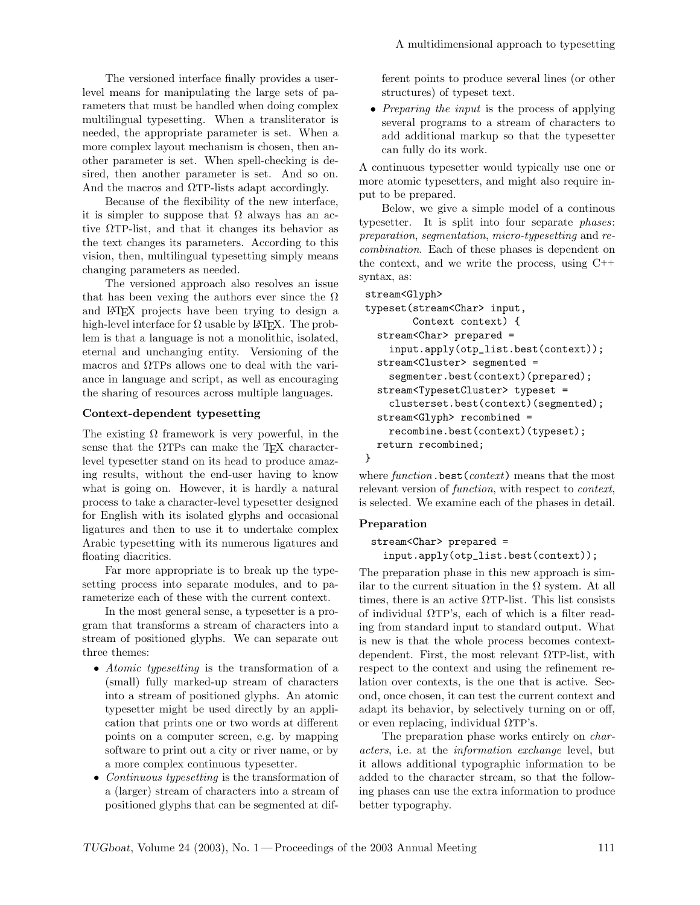The versioned interface finally provides a user-level means for manipulating the large sets of parameters that must be handled when doing complex multilingual typesetting. When a transliterator is needed, the appropriate parameter is set. When a more complex layout mechanism is chosen, then another parameter is set. When spell-checking is desired, then another parameter is set. And so on. And the macros and ΩTP-lists adapt accordingly.

Because of the flexibility of the new interface, it is simpler to suppose that Ω always has an active ΩTP-list, and that it changes its behavior as the text changes its parameters. According to this vision, then, multilingual typesetting simply means changing parameters as needed.

The versioned approach also resolves an issue that has been vexing the authors ever since the Ω and LaTeX projects have been trying to design a high-level interface for Ω usable by LaTeX. The problem is that a language is not a monolithic, isolated, eternal and unchanging entity. Versioning of the macros and ΩTPs allows one to deal with the variance in language and script, as well as encouraging the sharing of resources across multiple languages.

### Context-dependent typesetting

The existing Ω framework is very powerful, in the sense that the ΩTPs can make the TeX character-level typesetter stand on its head to produce amazing results, without the end-user having to know what is going on. However, it is hardly a natural process to take a character-level typesetter designed for English with its isolated glyphs and occasional ligatures and then to use it to undertake complex Arabic typesetting with its numerous ligatures and floating diacritics.

Far more appropriate is to break up the typesetting process into separate modules, and to parameterize each of these with the current context.

In the most general sense, a typesetter is a program that transforms a stream of characters into a stream of positioned glyphs. We can separate out three themes:

- *Atomic typesetting* is the transformation of a (small) fully marked-up stream of characters into a stream of positioned glyphs. An atomic typesetter might be used directly by an application that prints one or two words at different points on a computer screen, e.g. by mapping software to print out a city or river name, or by a more complex continuous typesetter.
- *Continuous typesetting* is the transformation of a (larger) stream of characters into a stream of positioned glyphs that can be segmented at different points to produce several lines (or other structures) of typeset text.
- *Preparing the input* is the process of applying several programs to a stream of characters to add additional markup so that the typesetter can fully do its work.

A continuous typesetter would typically use one or more atomic typesetters, and might also require input to be prepared.

Below, we give a simple model of a continous typesetter. It is split into four separate *phases*: *preparation*, *segmentation*, *micro-typesetting* and *recombination*. Each of these phases is dependent on the context, and we write the process, using C++ syntax, as:

```
stream<Glyph>
typeset(stream<Char> input,
        Context context) {
  stream<Char> prepared =
    input.apply(otp_list.best(context));
  stream<Cluster> segmented =
    segmenter.best(context)(prepared);
  stream<TypesetCluster> typeset =
    clusterset.best(context)(segmented);
  stream<Glyph> recombined =
    recombine.best(context)(typeset);
  return recombined;
}
```

where *function*.best(*context*) means that the most relevant version of *function*, with respect to *context*, is selected. We examine each of the phases in detail.

### Preparation

```
stream<Char> prepared =
  input.apply(otp_list.best(context));
```

The preparation phase in this new approach is similar to the current situation in the Ω system. At all times, there is an active ΩTP-list. This list consists of individual ΩTP's, each of which is a filter reading from standard input to standard output. What is new is that the whole process becomes context-dependent. First, the most relevant ΩTP-list, with respect to the context and using the refinement relation over contexts, is the one that is active. Second, once chosen, it can test the current context and adapt its behavior, by selectively turning on or off, or even replacing, individual ΩTP's.

The preparation phase works entirely on *characters*, i.e. at the *information exchange* level, but it allows additional typographic information to be added to the character stream, so that the following phases can use the extra information to produce better typography.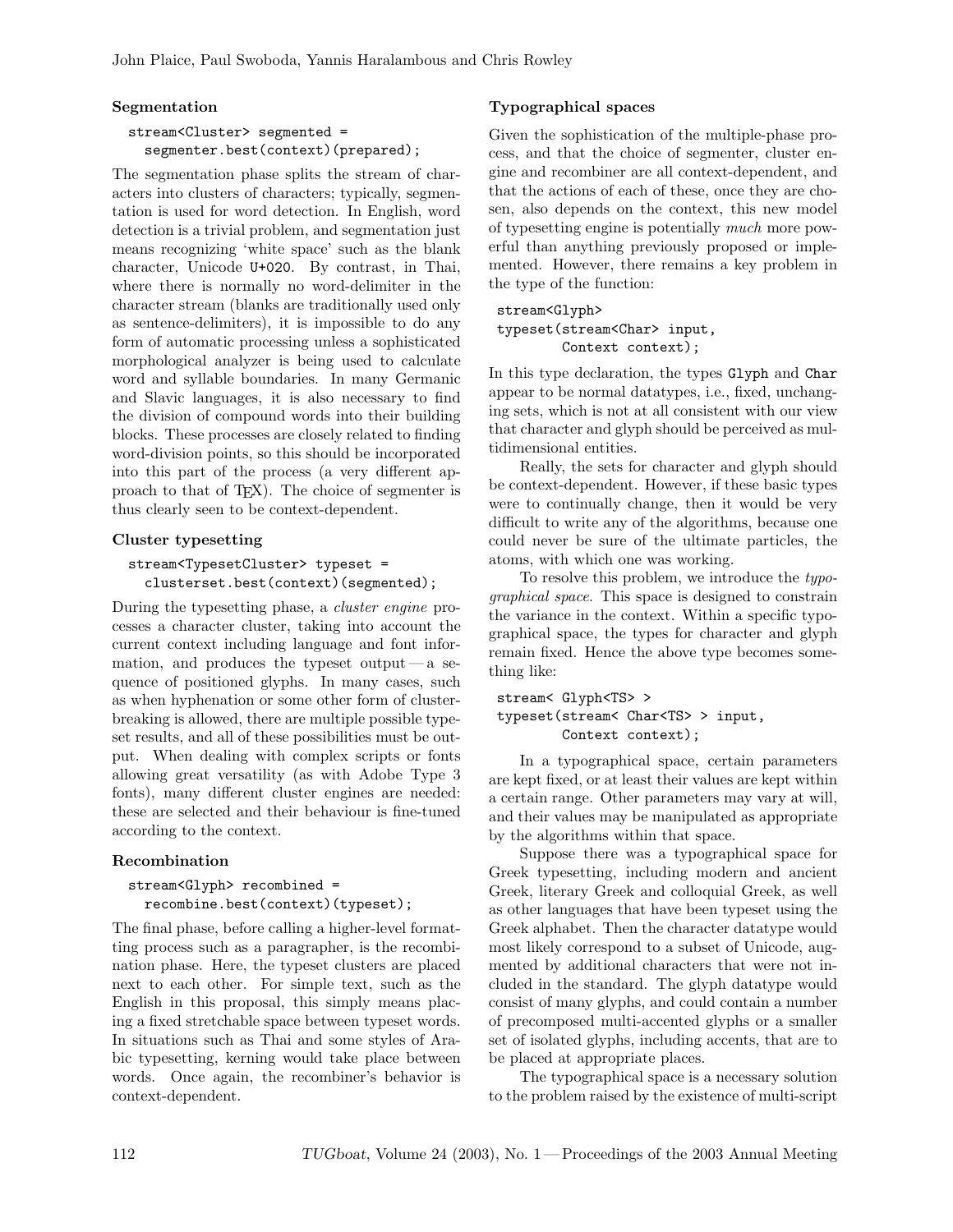### Segmentation

```
stream<Cluster> segmented =
  segmenter.best(context)(prepared);
```

The segmentation phase splits the stream of characters into clusters of characters; typically, segmentation is used for word detection. In English, word detection is a trivial problem, and segmentation just means recognizing 'white space' such as the blank character, Unicode U+020. By contrast, in Thai, where there is normally no word-delimiter in the character stream (blanks are traditionally used only as sentence-delimiters), it is impossible to do any form of automatic processing unless a sophisticated morphological analyzer is being used to calculate word and syllable boundaries. In many Germanic and Slavic languages, it is also necessary to find the division of compound words into their building blocks. These processes are closely related to finding word-division points, so this should be incorporated into this part of the process (a very different approach to that of TeX). The choice of segmenter is thus clearly seen to be context-dependent.

### Cluster typesetting

```
stream<TypesetCluster> typeset =
  clusterset.best(context)(segmented);
```

During the typesetting phase, a *cluster engine* processes a character cluster, taking into account the current context including language and font information, and produces the typeset output — a sequence of positioned glyphs. In many cases, such as when hyphenation or some other form of cluster-breaking is allowed, there are multiple possible typeset results, and all of these possibilities must be output. When dealing with complex scripts or fonts allowing great versatility (as with Adobe Type 3 fonts), many different cluster engines are needed: these are selected and their behaviour is fine-tuned according to the context.

### Recombination

```
stream<Glyph> recombined =
  recombine.best(context)(typeset);
```

The final phase, before calling a higher-level formatting process such as a paragrapher, is the recombination phase. Here, the typeset clusters are placed next to each other. For simple text, such as the English in this proposal, this simply means placing a fixed stretchable space between typeset words. In situations such as Thai and some styles of Arabic typesetting, kerning would take place between words. Once again, the recombiner's behavior is context-dependent.

### Typographical spaces

Given the sophistication of the multiple-phase process, and that the choice of segmenter, cluster engine and recombiner are all context-dependent, and that the actions of each of these, once they are chosen, also depends on the context, this new model of typesetting engine is potentially *much* more powerful than anything previously proposed or implemented. However, there remains a key problem in the type of the function:

```
stream<Glyph>
typeset(stream<Char> input,
        Context context);
```

In this type declaration, the types Glyph and Char appear to be normal datatypes, i.e., fixed, unchanging sets, which is not at all consistent with our view that character and glyph should be perceived as multidimensional entities.

Really, the sets for character and glyph should be context-dependent. However, if these basic types were to continually change, then it would be very difficult to write any of the algorithms, because one could never be sure of the ultimate particles, the atoms, with which one was working.

To resolve this problem, we introduce the *typographical space*. This space is designed to constrain the variance in the context. Within a specific typographical space, the types for character and glyph remain fixed. Hence the above type becomes something like:

```
stream< Glyph<TS> >
typeset(stream< Char<TS> > input,
        Context context);
```

In a typographical space, certain parameters are kept fixed, or at least their values are kept within a certain range. Other parameters may vary at will, and their values may be manipulated as appropriate by the algorithms within that space.

Suppose there was a typographical space for Greek typesetting, including modern and ancient Greek, literary Greek and colloquial Greek, as well as other languages that have been typeset using the Greek alphabet. Then the character datatype would most likely correspond to a subset of Unicode, augmented by additional characters that were not included in the standard. The glyph datatype would consist of many glyphs, and could contain a number of precomposed multi-accented glyphs or a smaller set of isolated glyphs, including accents, that are to be placed at appropriate places.

The typographical space is a necessary solution to the problem raised by the existence of multi-script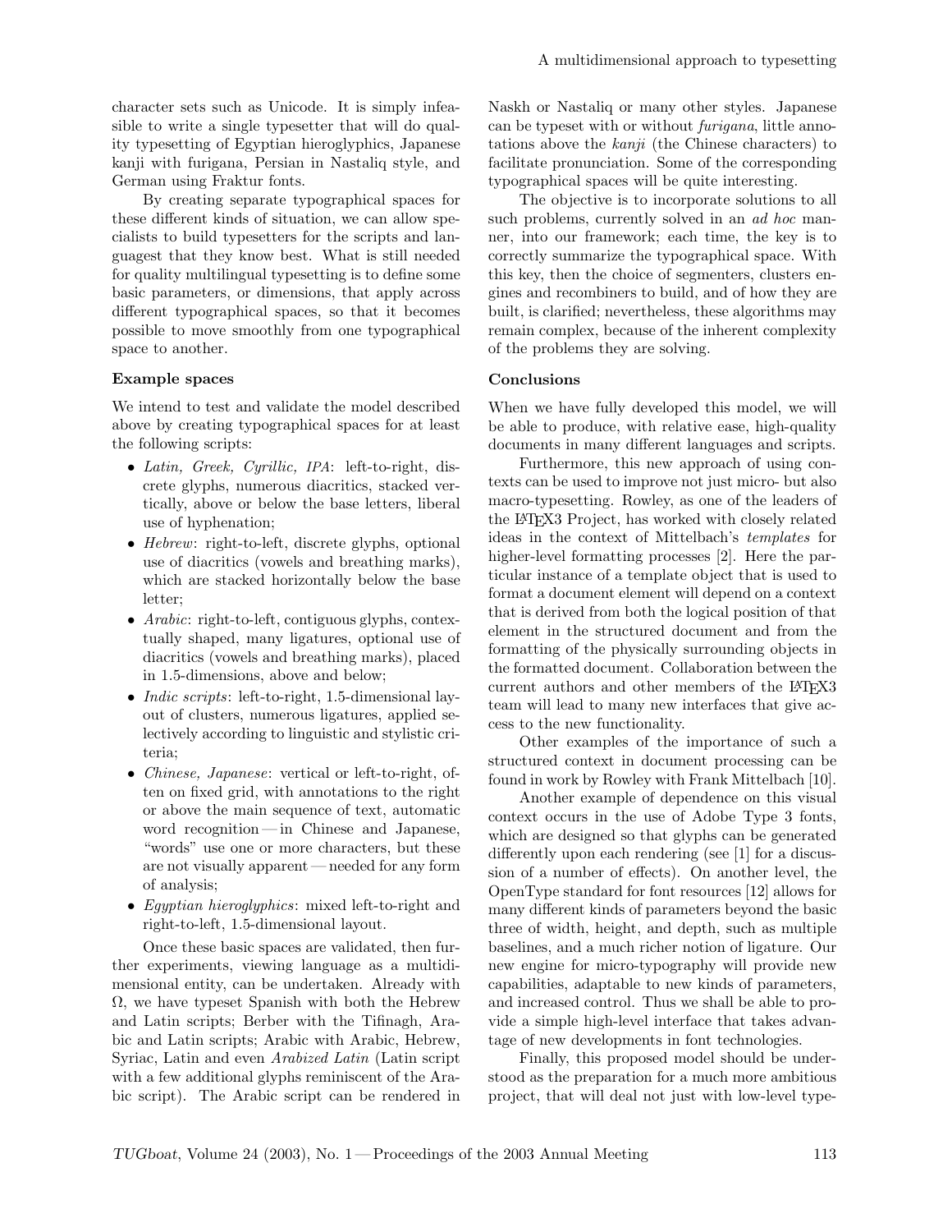character sets such as Unicode. It is simply infeasible to write a single typesetter that will do quality typesetting of Egyptian hieroglyphics, Japanese kanji with furigana, Persian in Nastaliq style, and German using Fraktur fonts.

By creating separate typographical spaces for these different kinds of situation, we can allow specialists to build typesetters for the scripts and languagest that they know best. What is still needed for quality multilingual typesetting is to define some basic parameters, or dimensions, that apply across different typographical spaces, so that it becomes possible to move smoothly from one typographical space to another.

### Example spaces

We intend to test and validate the model described above by creating typographical spaces for at least the following scripts:

- *Latin, Greek, Cyrillic, IPA*: left-to-right, discrete glyphs, numerous diacritics, stacked vertically, above or below the base letters, liberal use of hyphenation;
- *Hebrew*: right-to-left, discrete glyphs, optional use of diacritics (vowels and breathing marks), which are stacked horizontally below the base letter;
- *Arabic*: right-to-left, contiguous glyphs, contextually shaped, many ligatures, optional use of diacritics (vowels and breathing marks), placed in 1.5-dimensions, above and below;
- *Indic scripts*: left-to-right, 1.5-dimensional layout of clusters, numerous ligatures, applied selectively according to linguistic and stylistic criteria;
- *Chinese, Japanese*: vertical or left-to-right, often on fixed grid, with annotations to the right or above the main sequence of text, automatic word recognition — in Chinese and Japanese, "words" use one or more characters, but these are not visually apparent — needed for any form of analysis;
- *Egyptian hieroglyphics*: mixed left-to-right and right-to-left, 1.5-dimensional layout.

Once these basic spaces are validated, then further experiments, viewing language as a multidimensional entity, can be undertaken. Already with $\Omega$, we have typeset Spanish with both the Hebrew and Latin scripts; Berber with the Tifinagh, Arabic and Latin scripts; Arabic with Arabic, Hebrew, Syriac, Latin and even *Arabized Latin* (Latin script with a few additional glyphs reminiscent of the Arabic script). The Arabic script can be rendered in Naskh or Nastaliq or many other styles. Japanese can be typeset with or without *furigana*, little annotations above the *kanji* (the Chinese characters) to facilitate pronunciation. Some of the corresponding typographical spaces will be quite interesting.

The objective is to incorporate solutions to all such problems, currently solved in an *ad hoc* manner, into our framework; each time, the key is to correctly summarize the typographical space. With this key, then the choice of segmenters, clusters engines and recombiners to build, and of how they are built, is clarified; nevertheless, these algorithms may remain complex, because of the inherent complexity of the problems they are solving.

### Conclusions

When we have fully developed this model, we will be able to produce, with relative ease, high-quality documents in many different languages and scripts.

Furthermore, this new approach of using contexts can be used to improve not just micro- but also macro-typesetting. Rowley, as one of the leaders of the LaTeX3 Project, has worked with closely related ideas in the context of Mittelbach's *templates* for higher-level formatting processes [2]. Here the particular instance of a template object that is used to format a document element will depend on a context that is derived from both the logical position of that element in the structured document and from the formatting of the physically surrounding objects in the formatted document. Collaboration between the current authors and other members of the LaTeX3 team will lead to many new interfaces that give access to the new functionality.

Other examples of the importance of such a structured context in document processing can be found in work by Rowley with Frank Mittelbach [10].

Another example of dependence on this visual context occurs in the use of Adobe Type 3 fonts, which are designed so that glyphs can be generated differently upon each rendering (see [1] for a discussion of a number of effects). On another level, the OpenType standard for font resources [12] allows for many different kinds of parameters beyond the basic three of width, height, and depth, such as multiple baselines, and a much richer notion of ligature. Our new engine for micro-typography will provide new capabilities, adaptable to new kinds of parameters, and increased control. Thus we shall be able to provide a simple high-level interface that takes advantage of new developments in font technologies.

Finally, this proposed model should be understood as the preparation for a much more ambitious project, that will deal not just with low-level type-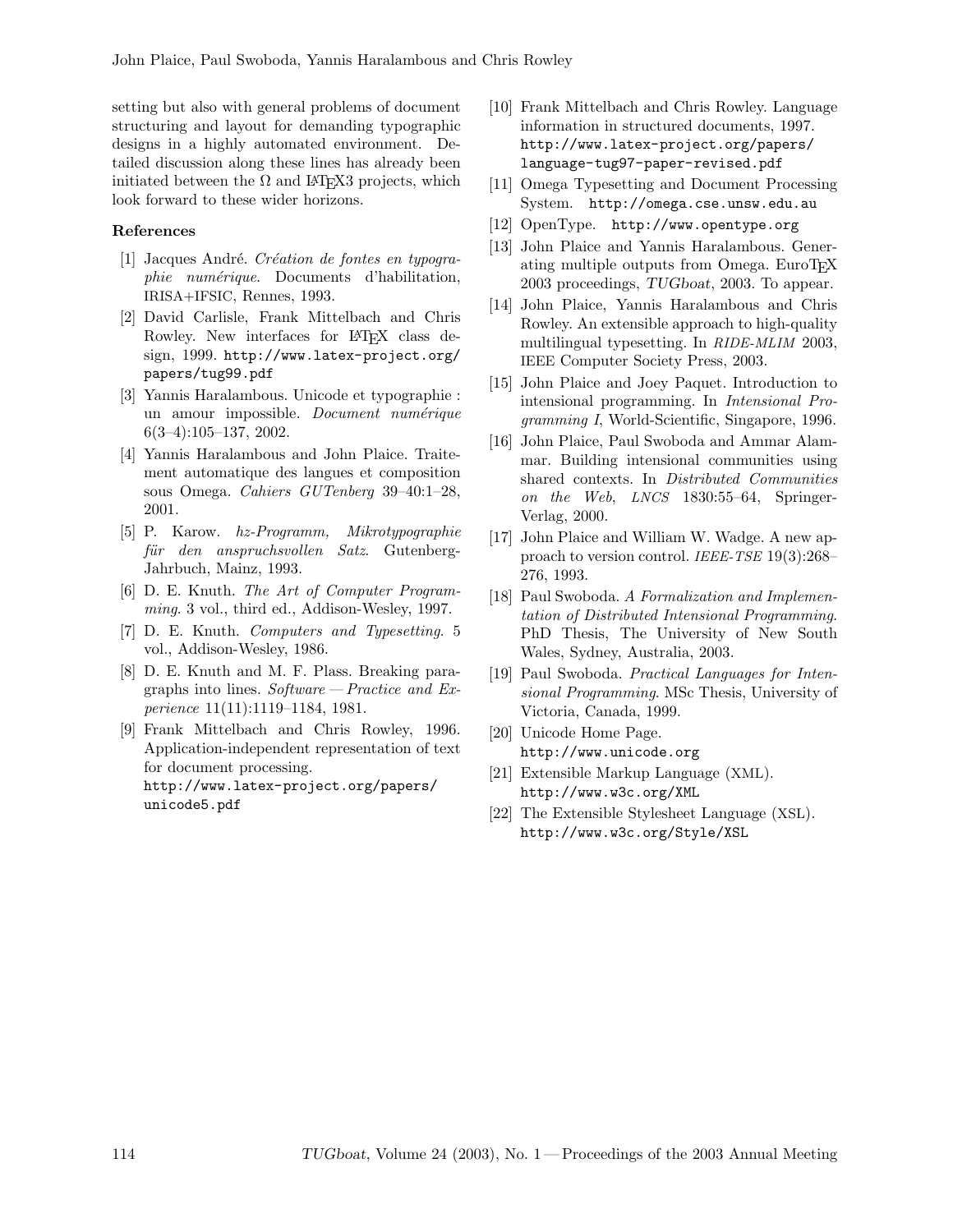setting but also with general problems of document structuring and layout for demanding typographic designs in a highly automated environment. Detailed discussion along these lines has already been initiated between the Ω and LaTeX3 projects, which look forward to these wider horizons.

### References

[1] Jacques André. *Création de fontes en typographie numérique*. Documents d'habilitation, IRISA+IFSIC, Rennes, 1993.

[2] David Carlisle, Frank Mittelbach and Chris Rowley. New interfaces for LaTeX class design, 1999. `http://www.latex-project.org/papers/tug99.pdf`

[3] Yannis Haralambous. Unicode et typographie : un amour impossible. *Document numérique* 6(3–4):105–137, 2002.

[4] Yannis Haralambous and John Plaice. Traitement automatique des langues et composition sous Omega. *Cahiers GUTenberg* 39–40:1–28, 2001.

[5] P. Karow. *hz-Programm, Mikrotypographie für den anspruchsvollen Satz*. Gutenberg-Jahrbuch, Mainz, 1993.

[6] D. E. Knuth. *The Art of Computer Programming*. 3 vol., third ed., Addison-Wesley, 1997.

[7] D. E. Knuth. *Computers and Typesetting*. 5 vol., Addison-Wesley, 1986.

[8] D. E. Knuth and M. F. Plass. Breaking paragraphs into lines. *Software — Practice and Experience* 11(11):1119–1184, 1981.

[9] Frank Mittelbach and Chris Rowley, 1996. Application-independent representation of text for document processing. `http://www.latex-project.org/papers/unicode5.pdf`

[10] Frank Mittelbach and Chris Rowley. Language information in structured documents, 1997. `http://www.latex-project.org/papers/language-tug97-paper-revised.pdf`

[11] Omega Typesetting and Document Processing System. `http://omega.cse.unsw.edu.au`

[12] OpenType. `http://www.opentype.org`

[13] John Plaice and Yannis Haralambous. Generating multiple outputs from Omega. EuroTeX 2003 proceedings, *TUGboat*, 2003. To appear.

[14] John Plaice, Yannis Haralambous and Chris Rowley. An extensible approach to high-quality multilingual typesetting. In *RIDE-MLIM* 2003, IEEE Computer Society Press, 2003.

[15] John Plaice and Joey Paquet. Introduction to intensional programming. In *Intensional Programming I*, World-Scientific, Singapore, 1996.

[16] John Plaice, Paul Swoboda and Ammar Alammar. Building intensional communities using shared contexts. In *Distributed Communities on the Web*, *LNCS* 1830:55–64, Springer-Verlag, 2000.

[17] John Plaice and William W. Wadge. A new approach to version control. *IEEE-TSE* 19(3):268–276, 1993.

[18] Paul Swoboda. *A Formalization and Implementation of Distributed Intensional Programming*. PhD Thesis, The University of New South Wales, Sydney, Australia, 2003.

[19] Paul Swoboda. *Practical Languages for Intensional Programming*. MSc Thesis, University of Victoria, Canada, 1999.

[20] Unicode Home Page. `http://www.unicode.org`

[21] Extensible Markup Language (XML). `http://www.w3c.org/XML`

[22] The Extensible Stylesheet Language (XSL). `http://www.w3c.org/Style/XSL`